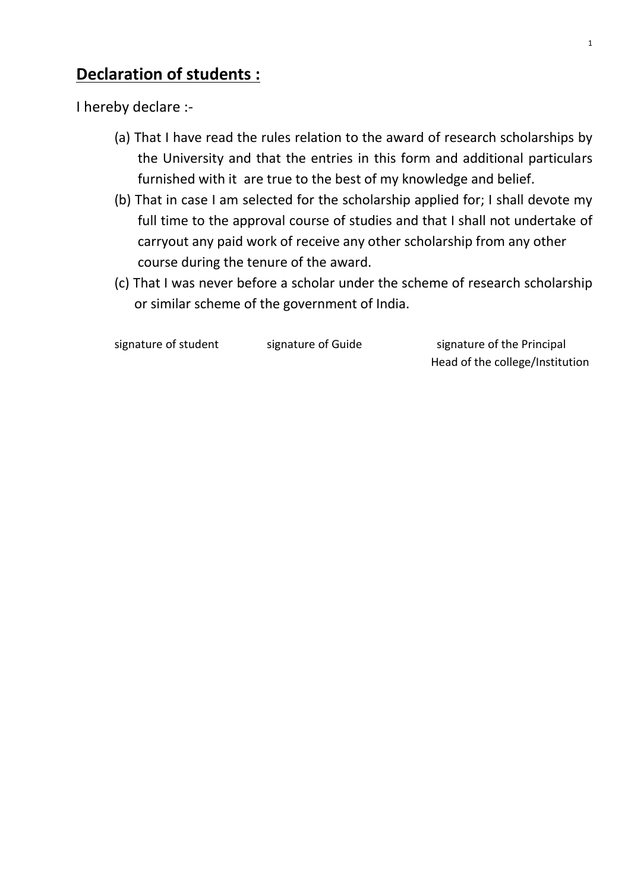## **Declaration of students :**

I hereby declare :-

(a) That I have read the rules relation to the award of research scholarships by the University and that the entries in this form and additional particulars furnished with it are true to the best of my knowledge and belief.

(b) That in case I am selected for the scholarship applied for; I shall devote my full time to the approval course of studies and that I shall not undertake of carryout any paid work of receive any other scholarship from any other course during the tenure of the award.

(c) That I was never before a scholar under the scheme of research scholarship or similar scheme of the government of India.

signature of student          signature of Guide          signature of the Principal
Head of the college/Institution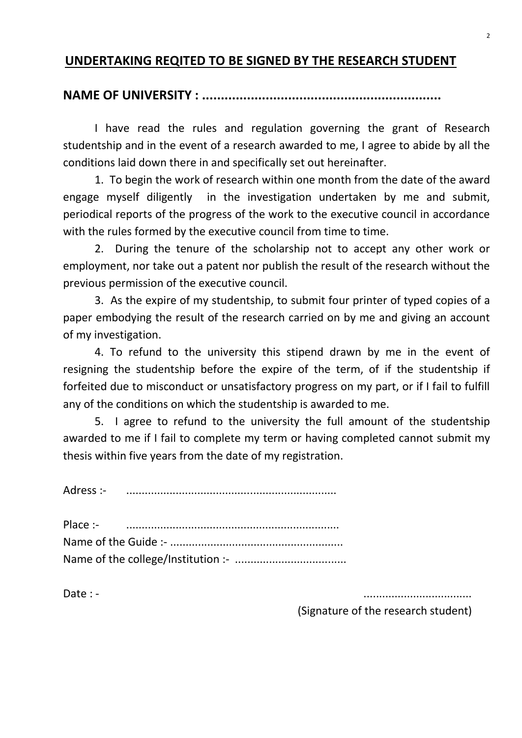## UNDERTAKING REQITED TO BE SIGNED BY THE RESEARCH STUDENT

**NAME OF UNIVERSITY : ...............................................................**

I have read the rules and regulation governing the grant of Research studentship and in the event of a research awarded to me, I agree to abide by all the conditions laid down there in and specifically set out hereinafter.

1. To begin the work of research within one month from the date of the award engage myself diligently in the investigation undertaken by me and submit, periodical reports of the progress of the work to the executive council in accordance with the rules formed by the executive council from time to time.

2. During the tenure of the scholarship not to accept any other work or employment, nor take out a patent nor publish the result of the research without the previous permission of the executive council.

3. As the expire of my studentship, to submit four printer of typed copies of a paper embodying the result of the research carried on by me and giving an account of my investigation.

4. To refund to the university this stipend drawn by me in the event of resigning the studentship before the expire of the term, of if the studentship if forfeited due to misconduct or unsatisfactory progress on my part, or if I fail to fulfill any of the conditions on which the studentship is awarded to me.

5. I agree to refund to the university the full amount of the studentship awarded to me if I fail to complete my term or having completed cannot submit my thesis within five years from the date of my registration.

Adress :- ...................................................................

Place :- ...................................................................

Name of the Guide :- .......................................................

Name of the college/Institution :- ...................................

Date : - ..................................

(Signature of the research student)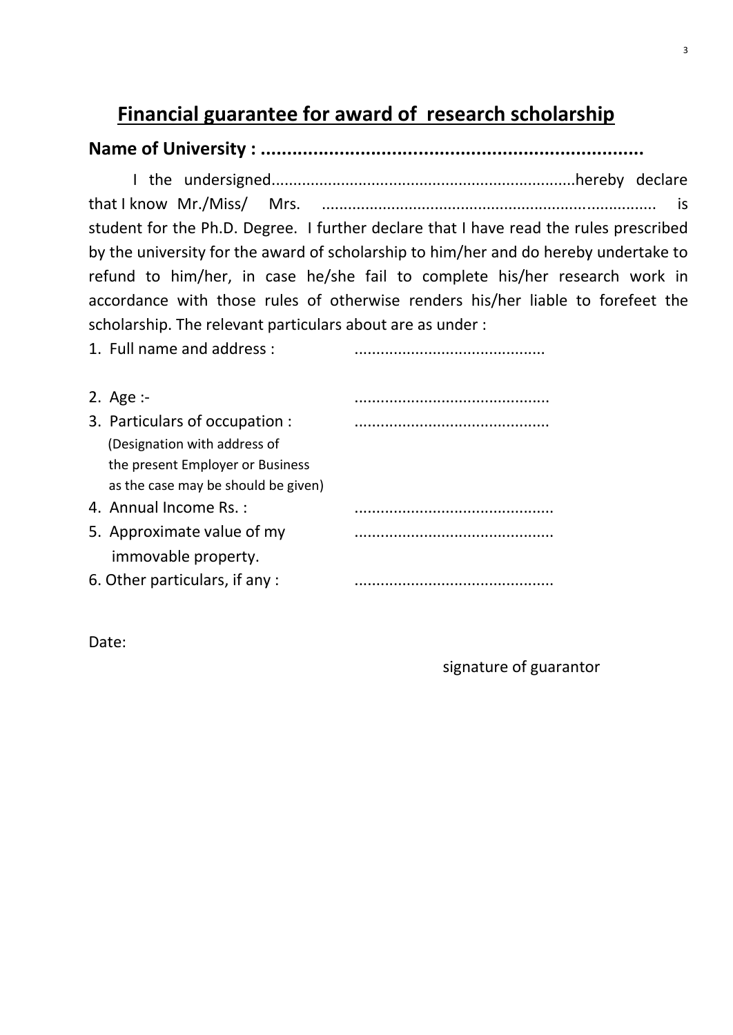## Financial guarantee for award of research scholarship

**Name of University : ..........................................................................**

I the undersigned.....................................................................hereby declare that I know Mr./Miss/ Mrs. ........................................................................... is student for the Ph.D. Degree. I further declare that I have read the rules prescribed by the university for the award of scholarship to him/her and do hereby undertake to refund to him/her, in case he/she fail to complete his/her research work in accordance with those rules of otherwise renders his/her liable to forefeet the scholarship. The relevant particulars about are as under :

1. Full name and address : ...........................................

2. Age :- ............................................
3. Particulars of occupation : ............................................
   (Designation with address of the present Employer or Business as the case may be should be given)
4. Annual Income Rs. : .............................................
5. Approximate value of my immovable property. .............................................
6. Other particulars, if any : .............................................

Date:

signature of guarantor